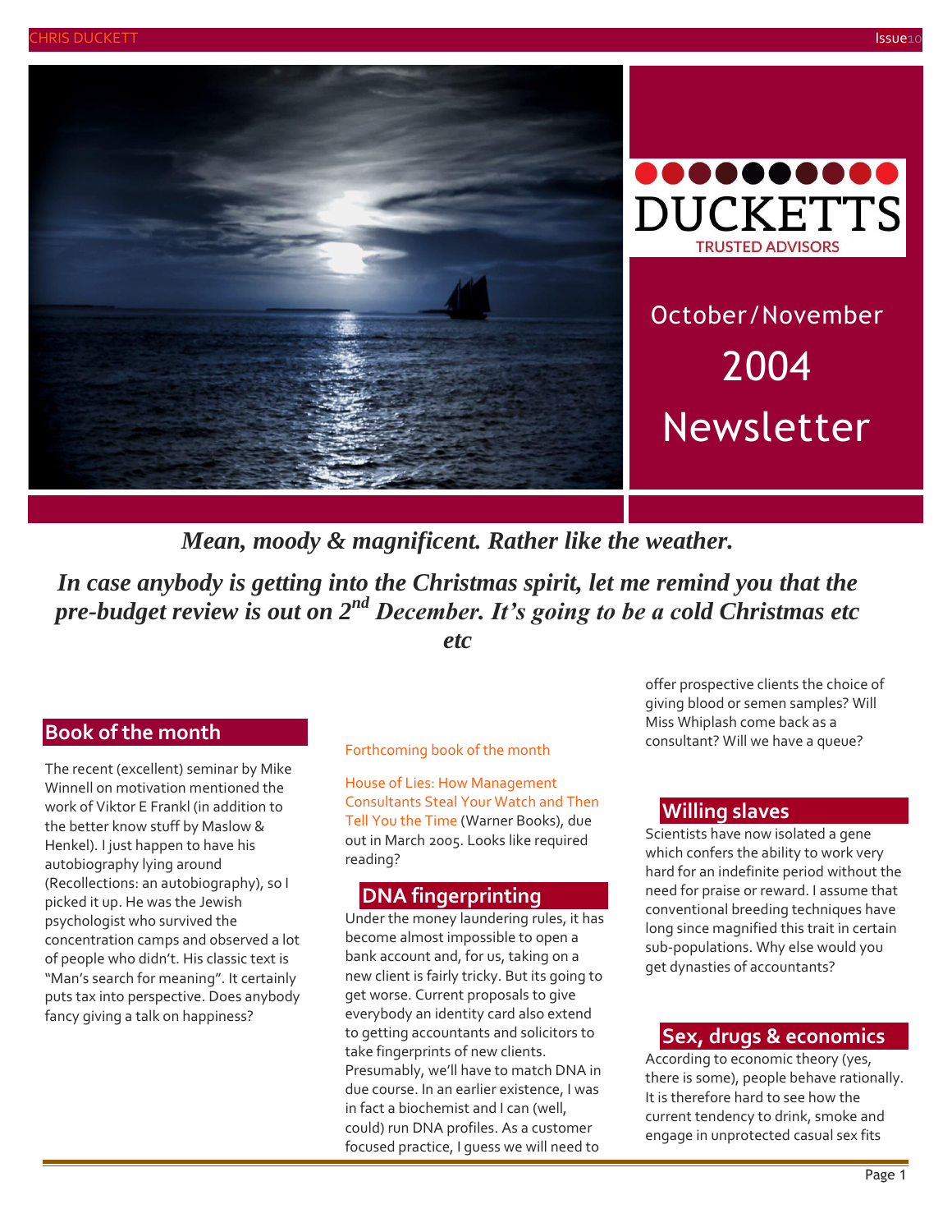DUCKETTS

TRUSTED ADVISORS

October/November 2004 Newsletter

***Mean, moody & magnificent. Rather like the weather.***

***In case anybody is getting into the Christmas spirit, let me remind you that the pre-budget review is out on 2nd December. It's going to be a cold Christmas etc etc***

## Book of the month

The recent (excellent) seminar by Mike Winnell on motivation mentioned the work of Viktor E Frankl (in addition to the better know stuff by Maslow & Henkel). I just happen to have his autobiography lying around (Recollections: an autobiography), so I picked it up. He was the Jewish psychologist who survived the concentration camps and observed a lot of people who didn't. His classic text is "Man's search for meaning". It certainly puts tax into perspective. Does anybody fancy giving a talk on happiness?

Forthcoming book of the month

House of Lies: How Management Consultants Steal Your Watch and Then Tell You the Time (Warner Books), due out in March 2005. Looks like required reading?

## DNA fingerprinting

Under the money laundering rules, it has become almost impossible to open a bank account and, for us, taking on a new client is fairly tricky. But its going to get worse. Current proposals to give everybody an identity card also extend to getting accountants and solicitors to take fingerprints of new clients. Presumably, we'll have to match DNA in due course. In an earlier existence, I was in fact a biochemist and I can (well, could) run DNA profiles. As a customer focused practice, I guess we will need to offer prospective clients the choice of giving blood or semen samples? Will Miss Whiplash come back as a consultant? Will we have a queue?

## Willing slaves

Scientists have now isolated a gene which confers the ability to work very hard for an indefinite period without the need for praise or reward. I assume that conventional breeding techniques have long since magnified this trait in certain sub-populations. Why else would you get dynasties of accountants?

## Sex, drugs & economics

According to economic theory (yes, there is some), people behave rationally. It is therefore hard to see how the current tendency to drink, smoke and engage in unprotected casual sex fits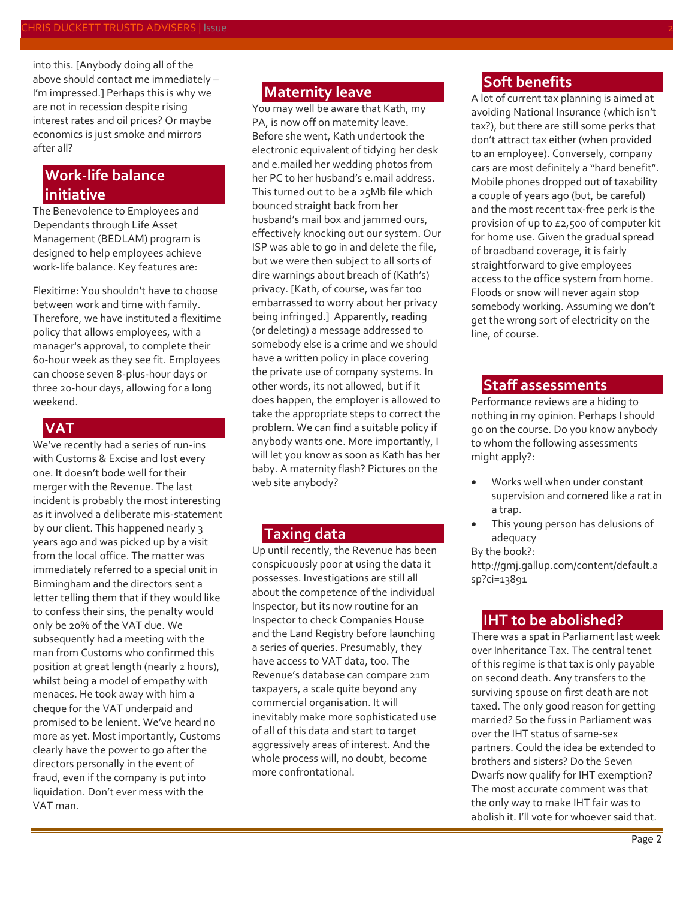into this. [Anybody doing all of the above should contact me immediately – I'm impressed.] Perhaps this is why we are not in recession despite rising interest rates and oil prices? Or maybe economics is just smoke and mirrors after all?

## Work-life balance initiative

The Benevolence to Employees and Dependants through Life Asset Management (BEDLAM) program is designed to help employees achieve work-life balance. Key features are:

Flexitime: You shouldn't have to choose between work and time with family. Therefore, we have instituted a flexitime policy that allows employees, with a manager's approval, to complete their 60-hour week as they see fit. Employees can choose seven 8-plus-hour days or three 20-hour days, allowing for a long weekend.

## VAT

We've recently had a series of run-ins with Customs & Excise and lost every one. It doesn't bode well for their merger with the Revenue. The last incident is probably the most interesting as it involved a deliberate mis-statement by our client. This happened nearly 3 years ago and was picked up by a visit from the local office. The matter was immediately referred to a special unit in Birmingham and the directors sent a letter telling them that if they would like to confess their sins, the penalty would only be 20% of the VAT due. We subsequently had a meeting with the man from Customs who confirmed this position at great length (nearly 2 hours), whilst being a model of empathy with menaces. He took away with him a cheque for the VAT underpaid and promised to be lenient. We've heard no more as yet. Most importantly, Customs clearly have the power to go after the directors personally in the event of fraud, even if the company is put into liquidation. Don't ever mess with the VAT man.

## Maternity leave

You may well be aware that Kath, my PA, is now off on maternity leave. Before she went, Kath undertook the electronic equivalent of tidying her desk and e.mailed her wedding photos from her PC to her husband's e.mail address. This turned out to be a 25Mb file which bounced straight back from her husband's mail box and jammed ours, effectively knocking out our system. Our ISP was able to go in and delete the file, but we were then subject to all sorts of dire warnings about breach of (Kath's) privacy. [Kath, of course, was far too embarrassed to worry about her privacy being infringed.] Apparently, reading (or deleting) a message addressed to somebody else is a crime and we should have a written policy in place covering the private use of company systems. In other words, its not allowed, but if it does happen, the employer is allowed to take the appropriate steps to correct the problem. We can find a suitable policy if anybody wants one. More importantly, I will let you know as soon as Kath has her baby. A maternity flash? Pictures on the web site anybody?

## Taxing data

Up until recently, the Revenue has been conspicuously poor at using the data it possesses. Investigations are still all about the competence of the individual Inspector, but its now routine for an Inspector to check Companies House and the Land Registry before launching a series of queries. Presumably, they have access to VAT data, too. The Revenue's database can compare 21m taxpayers, a scale quite beyond any commercial organisation. It will inevitably make more sophisticated use of all of this data and start to target aggressively areas of interest. And the whole process will, no doubt, become more confrontational.

## Soft benefits

A lot of current tax planning is aimed at avoiding National Insurance (which isn't tax?), but there are still some perks that don't attract tax either (when provided to an employee). Conversely, company cars are most definitely a "hard benefit". Mobile phones dropped out of taxability a couple of years ago (but, be careful) and the most recent tax-free perk is the provision of up to £2,500 of computer kit for home use. Given the gradual spread of broadband coverage, it is fairly straightforward to give employees access to the office system from home. Floods or snow will never again stop somebody working. Assuming we don't get the wrong sort of electricity on the line, of course.

## Staff assessments

Performance reviews are a hiding to nothing in my opinion. Perhaps I should go on the course. Do you know anybody to whom the following assessments might apply?:

- Works well when under constant supervision and cornered like a rat in a trap.
- This young person has delusions of adequacy

By the book?: http://gmj.gallup.com/content/default.asp?ci=13891

## IHT to be abolished?

There was a spat in Parliament last week over Inheritance Tax. The central tenet of this regime is that tax is only payable on second death. Any transfers to the surviving spouse on first death are not taxed. The only good reason for getting married? So the fuss in Parliament was over the IHT status of same-sex partners. Could the idea be extended to brothers and sisters? Do the Seven Dwarfs now qualify for IHT exemption? The most accurate comment was that the only way to make IHT fair was to abolish it. I'll vote for whoever said that.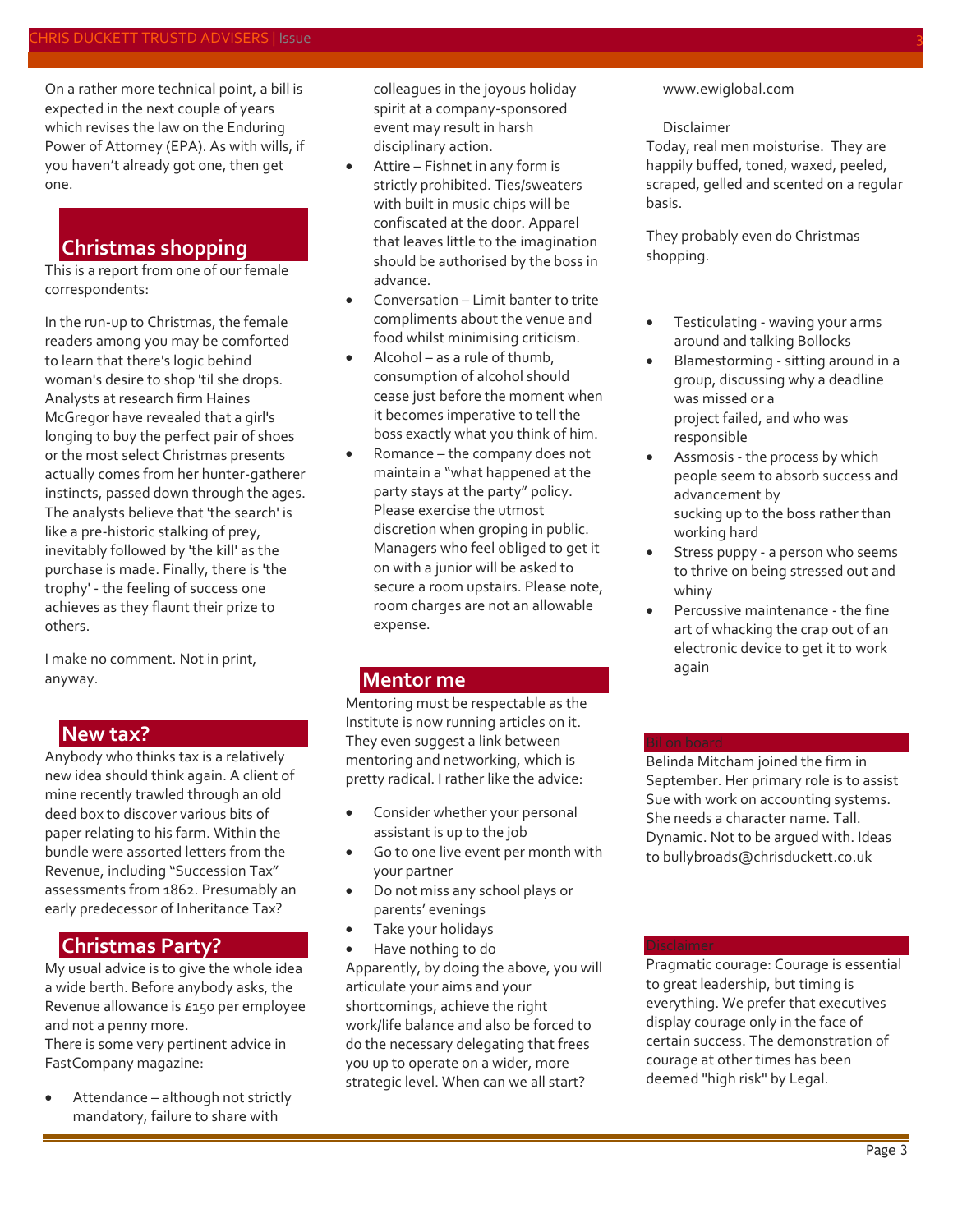On a rather more technical point, a bill is expected in the next couple of years which revises the law on the Enduring Power of Attorney (EPA). As with wills, if you haven't already got one, then get one.

## Christmas shopping

This is a report from one of our female correspondents:

In the run-up to Christmas, the female readers among you may be comforted to learn that there's logic behind woman's desire to shop 'til she drops. Analysts at research firm Haines McGregor have revealed that a girl's longing to buy the perfect pair of shoes or the most select Christmas presents actually comes from her hunter-gatherer instincts, passed down through the ages. The analysts believe that 'the search' is like a pre-historic stalking of prey, inevitably followed by 'the kill' as the purchase is made. Finally, there is 'the trophy' - the feeling of success one achieves as they flaunt their prize to others.

I make no comment. Not in print, anyway.

## New tax?

Anybody who thinks tax is a relatively new idea should think again. A client of mine recently trawled through an old deed box to discover various bits of paper relating to his farm. Within the bundle were assorted letters from the Revenue, including "Succession Tax" assessments from 1862. Presumably an early predecessor of Inheritance Tax?

## Christmas Party?

My usual advice is to give the whole idea a wide berth. Before anybody asks, the Revenue allowance is £150 per employee and not a penny more.
There is some very pertinent advice in FastCompany magazine:

- Attendance – although not strictly mandatory, failure to share with colleagues in the joyous holiday spirit at a company-sponsored event may result in harsh disciplinary action.
- Attire – Fishnet in any form is strictly prohibited. Ties/sweaters with built in music chips will be confiscated at the door. Apparel that leaves little to the imagination should be authorised by the boss in advance.
- Conversation – Limit banter to trite compliments about the venue and food whilst minimising criticism.
- Alcohol – as a rule of thumb, consumption of alcohol should cease just before the moment when it becomes imperative to tell the boss exactly what you think of him.
- Romance – the company does not maintain a "what happened at the party stays at the party" policy. Please exercise the utmost discretion when groping in public. Managers who feel obliged to get it on with a junior will be asked to secure a room upstairs. Please note, room charges are not an allowable expense.

## Mentor me

Mentoring must be respectable as the Institute is now running articles on it. They even suggest a link between mentoring and networking, which is pretty radical. I rather like the advice:

- Consider whether your personal assistant is up to the job
- Go to one live event per month with your partner
- Do not miss any school plays or parents' evenings
- Take your holidays
- Have nothing to do

Apparently, by doing the above, you will articulate your aims and your shortcomings, achieve the right work/life balance and also be forced to do the necessary delegating that frees you up to operate on a wider, more strategic level. When can we all start?

www.ewiglobal.com

Disclaimer

Today, real men moisturise. They are happily buffed, toned, waxed, peeled, scraped, gelled and scented on a regular basis.

They probably even do Christmas shopping.

- Testiculating - waving your arms around and talking Bollocks
- Blamestorming - sitting around in a group, discussing why a deadline was missed or a project failed, and who was responsible
- Assmosis - the process by which people seem to absorb success and advancement by sucking up to the boss rather than working hard
- Stress puppy - a person who seems to thrive on being stressed out and whiny
- Percussive maintenance - the fine art of whacking the crap out of an electronic device to get it to work again

## Bil on board

Belinda Mitcham joined the firm in September. Her primary role is to assist Sue with work on accounting systems. She needs a character name. Tall. Dynamic. Not to be argued with. Ideas to bullybroads@chrisduckett.co.uk

## Disclaimer

Pragmatic courage: Courage is essential to great leadership, but timing is everything. We prefer that executives display courage only in the face of certain success. The demonstration of courage at other times has been deemed "high risk" by Legal.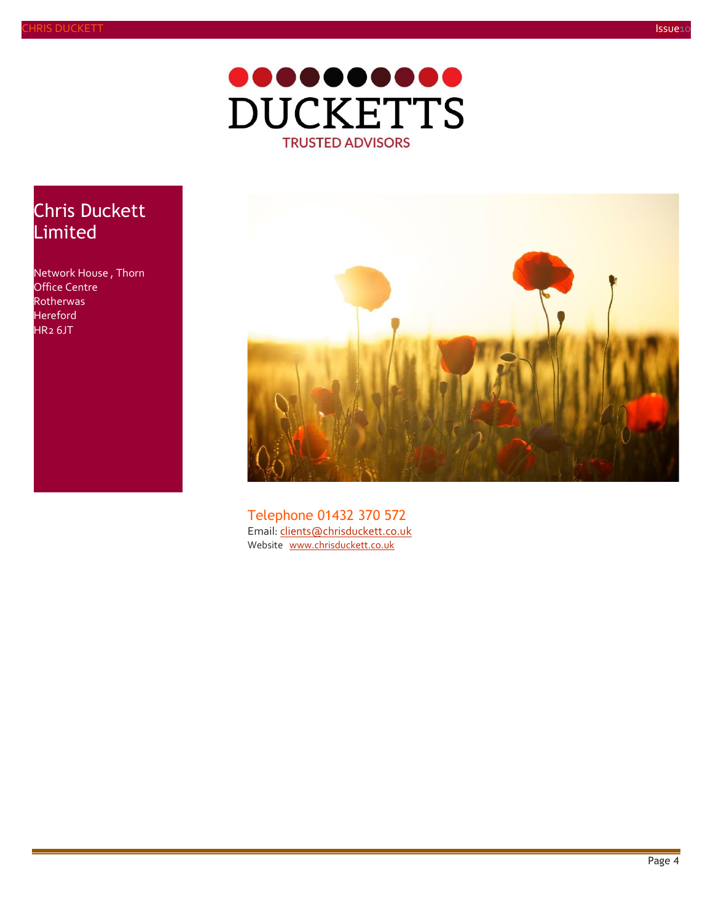DUCKETTS

TRUSTED ADVISORS

## Chris Duckett Limited

Network House , Thorn Office Centre
Rotherwas
Hereford
HR2 6JT

Telephone 01432 370 572

Email: clients@chrisduckett.co.uk

Website www.chrisduckett.co.uk